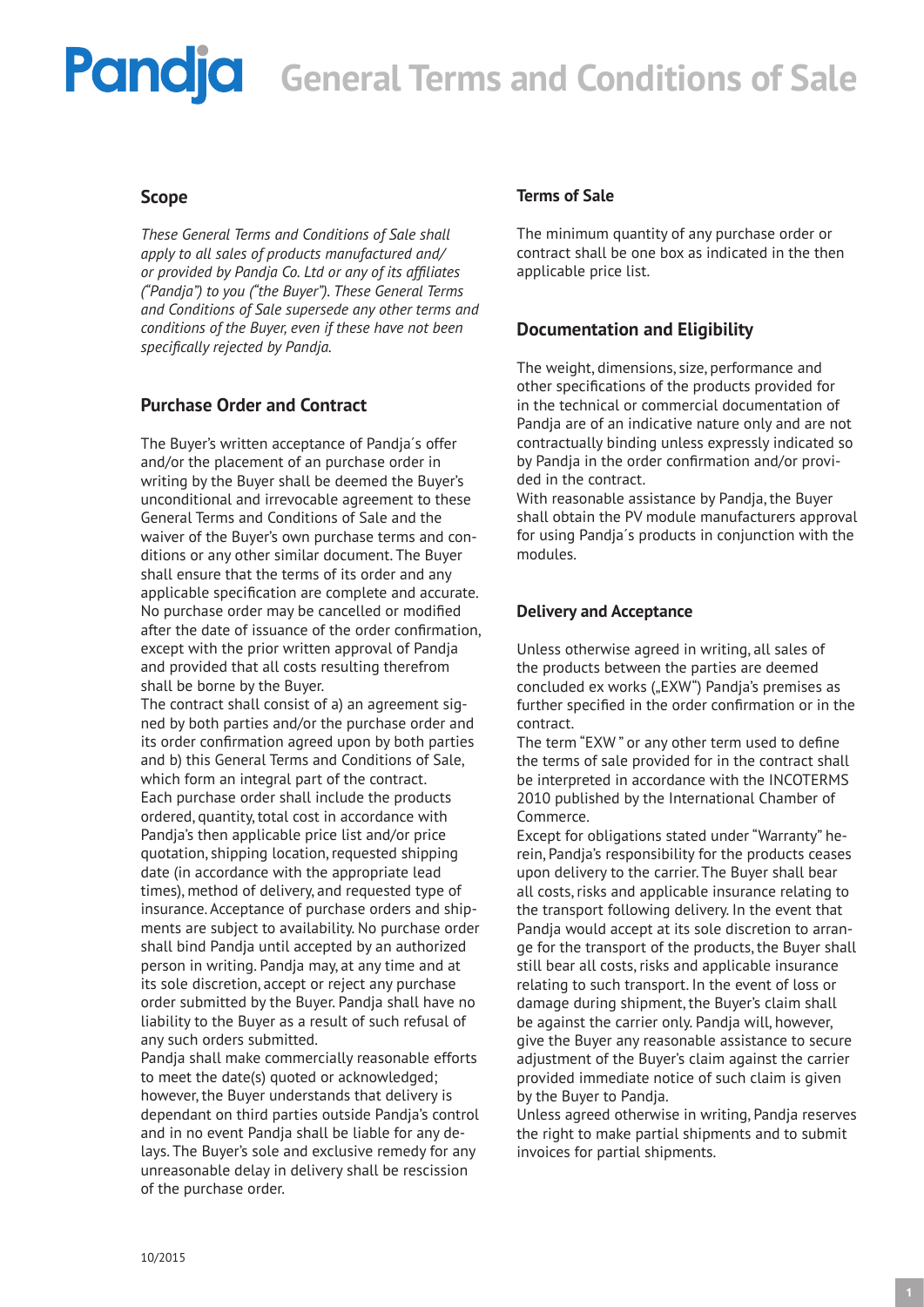# Pandja General Terms and Conditions of Sale

## Scope

*These General Terms and Conditions of Sale shall apply to all sales of products manufactured and/ or provided by Pandja Co. Ltd or any of its affiliates ("Pandja") to you ("the Buyer"). These General Terms and Conditions of Sale supersede any other terms and conditions of the Buyer, even if these have not been specifically rejected by Pandja.*

## Purchase Order and Contract

The Buyer's written acceptance of Pandja´s offer and/or the placement of an purchase order in writing by the Buyer shall be deemed the Buyer's unconditional and irrevocable agreement to these General Terms and Conditions of Sale and the waiver of the Buyer's own purchase terms and conditions or any other similar document. The Buyer shall ensure that the terms of its order and any applicable specification are complete and accurate. No purchase order may be cancelled or modified after the date of issuance of the order confirmation, except with the prior written approval of Pandja and provided that all costs resulting therefrom shall be borne by the Buyer.

The contract shall consist of a) an agreement signed by both parties and/or the purchase order and its order confirmation agreed upon by both parties and b) this General Terms and Conditions of Sale, which form an integral part of the contract.

Each purchase order shall include the products ordered, quantity, total cost in accordance with Pandja's then applicable price list and/or price quotation, shipping location, requested shipping date (in accordance with the appropriate lead times), method of delivery, and requested type of insurance. Acceptance of purchase orders and shipments are subject to availability. No purchase order shall bind Pandja until accepted by an authorized person in writing. Pandja may, at any time and at its sole discretion, accept or reject any purchase order submitted by the Buyer. Pandja shall have no liability to the Buyer as a result of such refusal of any such orders submitted.

Pandja shall make commercially reasonable efforts to meet the date(s) quoted or acknowledged; however, the Buyer understands that delivery is dependant on third parties outside Pandja's control and in no event Pandja shall be liable for any delays. The Buyer's sole and exclusive remedy for any unreasonable delay in delivery shall be rescission of the purchase order.

## Terms of Sale

The minimum quantity of any purchase order or contract shall be one box as indicated in the then applicable price list.

## Documentation and Eligibility

The weight, dimensions, size, performance and other specifications of the products provided for in the technical or commercial documentation of Pandja are of an indicative nature only and are not contractually binding unless expressly indicated so by Pandja in the order confirmation and/or provided in the contract.

With reasonable assistance by Pandja, the Buyer shall obtain the PV module manufacturers approval for using Pandja´s products in conjunction with the modules.

## Delivery and Acceptance

Unless otherwise agreed in writing, all sales of the products between the parties are deemed concluded ex works („EXW") Pandja's premises as further specified in the order confirmation or in the contract.

The term "EXW" or any other term used to define the terms of sale provided for in the contract shall be interpreted in accordance with the INCOTERMS 2010 published by the International Chamber of Commerce.

Except for obligations stated under "Warranty" herein, Pandja's responsibility for the products ceases upon delivery to the carrier. The Buyer shall bear all costs, risks and applicable insurance relating to the transport following delivery. In the event that Pandja would accept at its sole discretion to arrange for the transport of the products, the Buyer shall still bear all costs, risks and applicable insurance relating to such transport. In the event of loss or damage during shipment, the Buyer's claim shall be against the carrier only. Pandja will, however, give the Buyer any reasonable assistance to secure adjustment of the Buyer's claim against the carrier provided immediate notice of such claim is given by the Buyer to Pandja.

Unless agreed otherwise in writing, Pandja reserves the right to make partial shipments and to submit invoices for partial shipments.

10/2015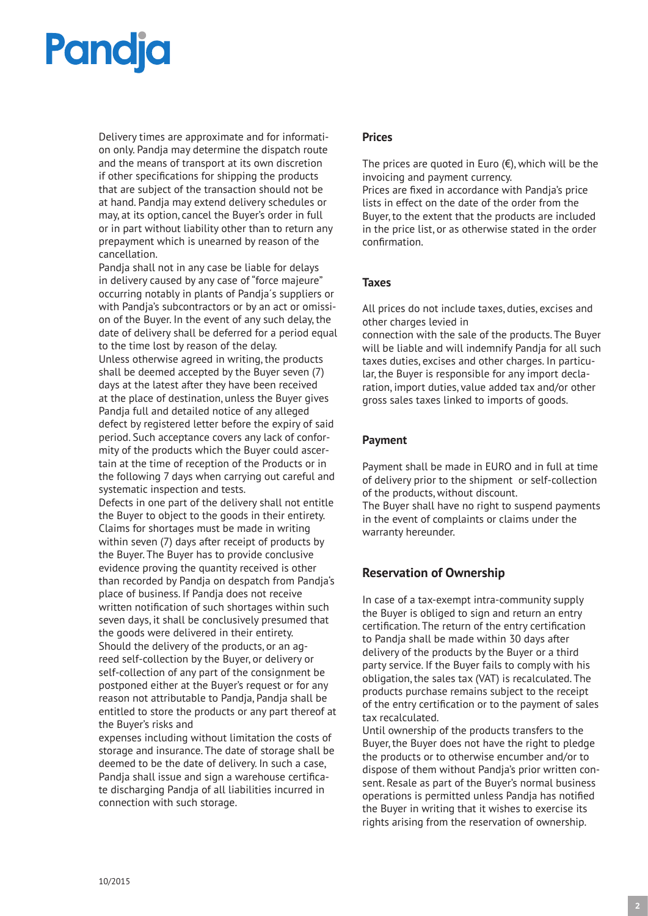Delivery times are approximate and for information only. Pandja may determine the dispatch route and the means of transport at its own discretion if other specifications for shipping the products that are subject of the transaction should not be at hand. Pandja may extend delivery schedules or may, at its option, cancel the Buyer's order in full or in part without liability other than to return any prepayment which is unearned by reason of the cancellation.

Pandja shall not in any case be liable for delays in delivery caused by any case of "force majeure" occurring notably in plants of Pandja´s suppliers or with Pandja's subcontractors or by an act or omission of the Buyer. In the event of any such delay, the date of delivery shall be deferred for a period equal to the time lost by reason of the delay.

Unless otherwise agreed in writing, the products shall be deemed accepted by the Buyer seven (7) days at the latest after they have been received at the place of destination, unless the Buyer gives Pandja full and detailed notice of any alleged defect by registered letter before the expiry of said period. Such acceptance covers any lack of conformity of the products which the Buyer could ascertain at the time of reception of the Products or in the following 7 days when carrying out careful and systematic inspection and tests.

Defects in one part of the delivery shall not entitle the Buyer to object to the goods in their entirety. Claims for shortages must be made in writing within seven (7) days after receipt of products by the Buyer. The Buyer has to provide conclusive evidence proving the quantity received is other than recorded by Pandja on despatch from Pandja's place of business. If Pandja does not receive written notification of such shortages within such seven days, it shall be conclusively presumed that the goods were delivered in their entirety.

Should the delivery of the products, or an agreed self-collection by the Buyer, or delivery or self-collection of any part of the consignment be postponed either at the Buyer's request or for any reason not attributable to Pandja, Pandja shall be entitled to store the products or any part thereof at the Buyer's risks and expenses including without limitation the costs of storage and insurance. The date of storage shall be deemed to be the date of delivery. In such a case, Pandja shall issue and sign a warehouse certificate discharging Pandja of all liabilities incurred in connection with such storage.

### Prices

The prices are quoted in Euro (€), which will be the invoicing and payment currency.

Prices are fixed in accordance with Pandja's price lists in effect on the date of the order from the Buyer, to the extent that the products are included in the price list, or as otherwise stated in the order confirmation.

### Taxes

All prices do not include taxes, duties, excises and other charges levied in connection with the sale of the products. The Buyer will be liable and will indemnify Pandja for all such taxes duties, excises and other charges. In particular, the Buyer is responsible for any import declaration, import duties, value added tax and/or other gross sales taxes linked to imports of goods.

### Payment

Payment shall be made in EURO and in full at time of delivery prior to the shipment or self-collection of the products, without discount.

The Buyer shall have no right to suspend payments in the event of complaints or claims under the warranty hereunder.

## Reservation of Ownership

In case of a tax-exempt intra-community supply the Buyer is obliged to sign and return an entry certification. The return of the entry certification to Pandja shall be made within 30 days after delivery of the products by the Buyer or a third party service. If the Buyer fails to comply with his obligation, the sales tax (VAT) is recalculated. The products purchase remains subject to the receipt of the entry certification or to the payment of sales tax recalculated.

Until ownership of the products transfers to the Buyer, the Buyer does not have the right to pledge the products or to otherwise encumber and/or to dispose of them without Pandja's prior written consent. Resale as part of the Buyer's normal business operations is permitted unless Pandja has notified the Buyer in writing that it wishes to exercise its rights arising from the reservation of ownership.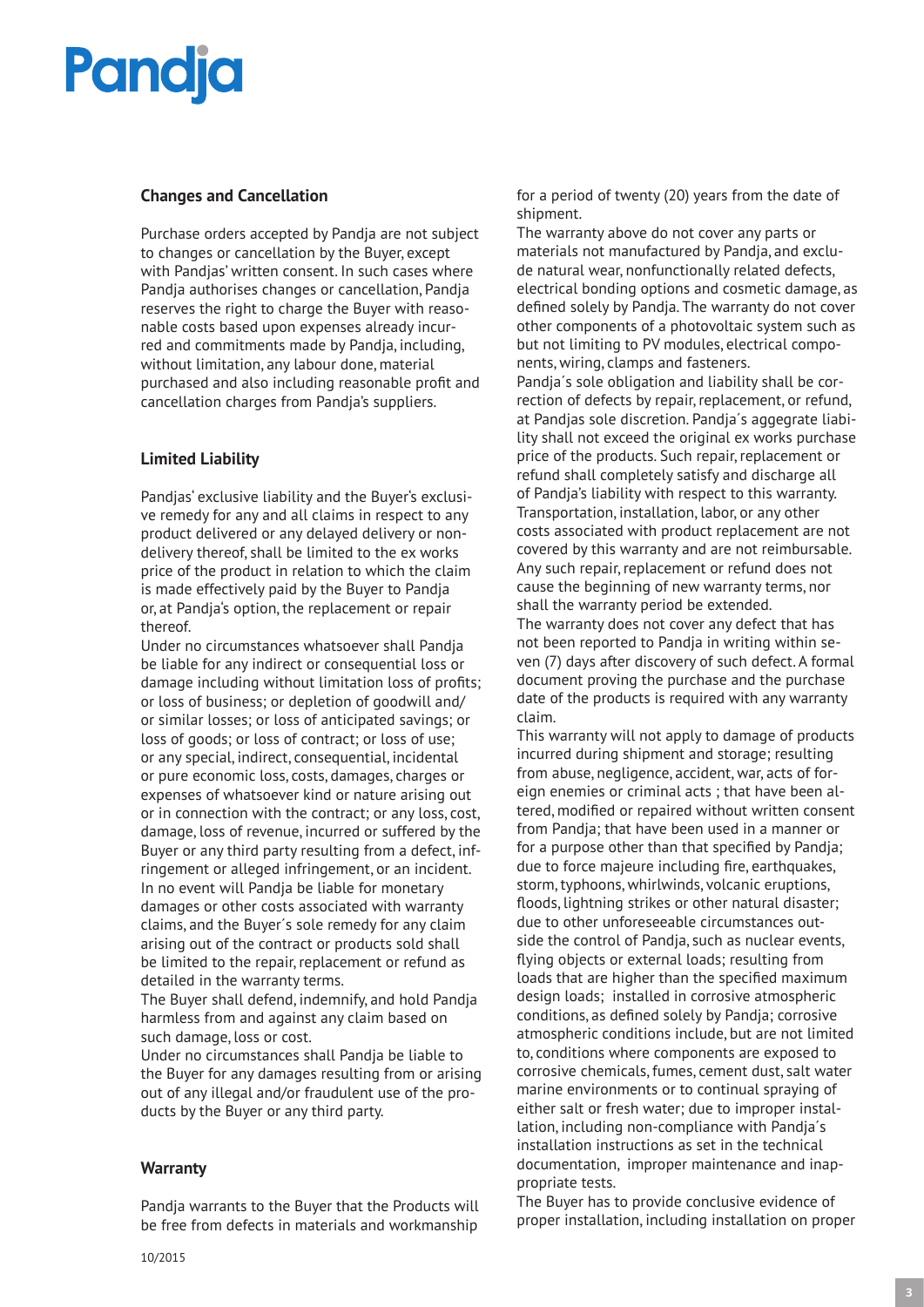## Changes and Cancellation

Purchase orders accepted by Pandja are not subject to changes or cancellation by the Buyer, except with Pandjas' written consent. In such cases where Pandja authorises changes or cancellation, Pandja reserves the right to charge the Buyer with reasonable costs based upon expenses already incurred and commitments made by Pandja, including, without limitation, any labour done, material purchased and also including reasonable profit and cancellation charges from Pandja's suppliers.

## Limited Liability

Pandjas' exclusive liability and the Buyer's exclusive remedy for any and all claims in respect to any product delivered or any delayed delivery or non-delivery thereof, shall be limited to the ex works price of the product in relation to which the claim is made effectively paid by the Buyer to Pandja or, at Pandja's option, the replacement or repair thereof.

Under no circumstances whatsoever shall Pandja be liable for any indirect or consequential loss or damage including without limitation loss of profits; or loss of business; or depletion of goodwill and/or similar losses; or loss of anticipated savings; or loss of goods; or loss of contract; or loss of use; or any special, indirect, consequential, incidental or pure economic loss, costs, damages, charges or expenses of whatsoever kind or nature arising out or in connection with the contract; or any loss, cost, damage, loss of revenue, incurred or suffered by the Buyer or any third party resulting from a defect, infringement or alleged infringement, or an incident.

In no event will Pandja be liable for monetary damages or other costs associated with warranty claims, and the Buyer´s sole remedy for any claim arising out of the contract or products sold shall be limited to the repair, replacement or refund as detailed in the warranty terms.

The Buyer shall defend, indemnify, and hold Pandja harmless from and against any claim based on such damage, loss or cost.

Under no circumstances shall Pandja be liable to the Buyer for any damages resulting from or arising out of any illegal and/or fraudulent use of the products by the Buyer or any third party.

## Warranty

Pandja warrants to the Buyer that the Products will be free from defects in materials and workmanship for a period of twenty (20) years from the date of shipment.

The warranty above do not cover any parts or materials not manufactured by Pandja, and exclude natural wear, nonfunctionally related defects, electrical bonding options and cosmetic damage, as defined solely by Pandja. The warranty do not cover other components of a photovoltaic system such as but not limiting to PV modules, electrical components, wiring, clamps and fasteners.

Pandja´s sole obligation and liability shall be correction of defects by repair, replacement, or refund, at Pandjas sole discretion. Pandja´s aggregate liability shall not exceed the original ex works purchase price of the products. Such repair, replacement or refund shall completely satisfy and discharge all of Pandja's liability with respect to this warranty. Transportation, installation, labor, or any other costs associated with product replacement are not covered by this warranty and are not reimbursable. Any such repair, replacement or refund does not cause the beginning of new warranty terms, nor shall the warranty period be extended.

The warranty does not cover any defect that has not been reported to Pandja in writing within seven (7) days after discovery of such defect. A formal document proving the purchase and the purchase date of the products is required with any warranty claim.

This warranty will not apply to damage of products incurred during shipment and storage; resulting from abuse, negligence, accident, war, acts of foreign enemies or criminal acts ; that have been altered, modified or repaired without written consent from Pandja; that have been used in a manner or for a purpose other than that specified by Pandja; due to force majeure including fire, earthquakes, storm, typhoons, whirlwinds, volcanic eruptions, floods, lightning strikes or other natural disaster; due to other unforeseeable circumstances outside the control of Pandja, such as nuclear events, flying objects or external loads; resulting from loads that are higher than the specified maximum design loads; installed in corrosive atmospheric conditions, as defined solely by Pandja; corrosive atmospheric conditions include, but are not limited to, conditions where components are exposed to corrosive chemicals, fumes, cement dust, salt water marine environments or to continual spraying of either salt or fresh water; due to improper installation, including non-compliance with Pandja´s installation instructions as set in the technical documentation, improper maintenance and inappropriate tests.

The Buyer has to provide conclusive evidence of proper installation, including installation on proper

10/2015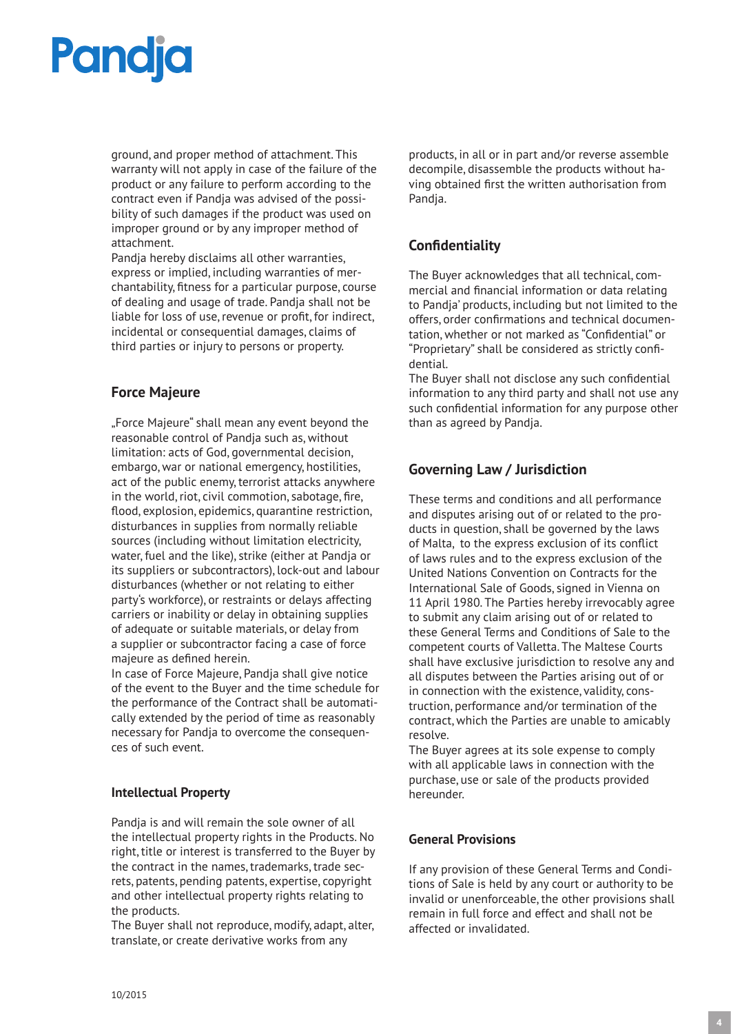ground, and proper method of attachment. This warranty will not apply in case of the failure of the product or any failure to perform according to the contract even if Pandja was advised of the possibility of such damages if the product was used on improper ground or by any improper method of attachment.

Pandja hereby disclaims all other warranties, express or implied, including warranties of merchantability, fitness for a particular purpose, course of dealing and usage of trade. Pandja shall not be liable for loss of use, revenue or profit, for indirect, incidental or consequential damages, claims of third parties or injury to persons or property.

## Force Majeure

„Force Majeure" shall mean any event beyond the reasonable control of Pandja such as, without limitation: acts of God, governmental decision, embargo, war or national emergency, hostilities, act of the public enemy, terrorist attacks anywhere in the world, riot, civil commotion, sabotage, fire, flood, explosion, epidemics, quarantine restriction, disturbances in supplies from normally reliable sources (including without limitation electricity, water, fuel and the like), strike (either at Pandja or its suppliers or subcontractors), lock-out and labour disturbances (whether or not relating to either party's workforce), or restraints or delays affecting carriers or inability or delay in obtaining supplies of adequate or suitable materials, or delay from a supplier or subcontractor facing a case of force majeure as defined herein.

In case of Force Majeure, Pandja shall give notice of the event to the Buyer and the time schedule for the performance of the Contract shall be automatically extended by the period of time as reasonably necessary for Pandja to overcome the consequences of such event.

### Intellectual Property

Pandja is and will remain the sole owner of all the intellectual property rights in the Products. No right, title or interest is transferred to the Buyer by the contract in the names, trademarks, trade secrets, patents, pending patents, expertise, copyright and other intellectual property rights relating to the products.

The Buyer shall not reproduce, modify, adapt, alter, translate, or create derivative works from any products, in all or in part and/or reverse assemble decompile, disassemble the products without having obtained first the written authorisation from Pandja.

## Confidentiality

The Buyer acknowledges that all technical, commercial and financial information or data relating to Pandja' products, including but not limited to the offers, order confirmations and technical documentation, whether or not marked as "Confidential" or "Proprietary" shall be considered as strictly confidential.

The Buyer shall not disclose any such confidential information to any third party and shall not use any such confidential information for any purpose other than as agreed by Pandja.

## Governing Law / Jurisdiction

These terms and conditions and all performance and disputes arising out of or related to the products in question, shall be governed by the laws of Malta, to the express exclusion of its conflict of laws rules and to the express exclusion of the United Nations Convention on Contracts for the International Sale of Goods, signed in Vienna on 11 April 1980. The Parties hereby irrevocably agree to submit any claim arising out of or related to these General Terms and Conditions of Sale to the competent courts of Valletta. The Maltese Courts shall have exclusive jurisdiction to resolve any and all disputes between the Parties arising out of or in connection with the existence, validity, construction, performance and/or termination of the contract, which the Parties are unable to amicably resolve.

The Buyer agrees at its sole expense to comply with all applicable laws in connection with the purchase, use or sale of the products provided hereunder.

### General Provisions

If any provision of these General Terms and Conditions of Sale is held by any court or authority to be invalid or unenforceable, the other provisions shall remain in full force and effect and shall not be affected or invalidated.

10/2015